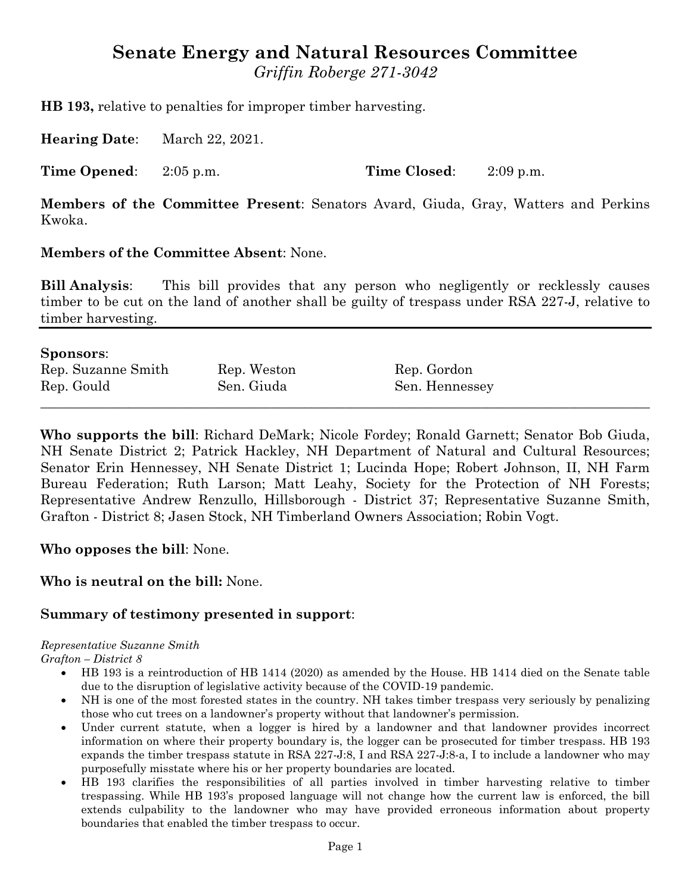# Senate Energy and Natural Resources Committee

*Griffin Roberge 271-3042*

**HB 193,** relative to penalties for improper timber harvesting.

**Hearing Date**: March 22, 2021.

**Time Opened**: 2:05 p.m. **Time Closed**: 2:09 p.m.

**Members of the Committee Present**: Senators Avard, Giuda, Gray, Watters and Perkins Kwoka.

**Members of the Committee Absent**: None.

**Bill Analysis**: This bill provides that any person who negligently or recklessly causes timber to be cut on the land of another shall be guilty of trespass under RSA 227-J, relative to timber harvesting.

---

**Sponsors**:

| | | |
|---|---|---|
| Rep. Suzanne Smith | Rep. Weston | Rep. Gordon |
| Rep. Gould | Sen. Giuda | Sen. Hennessey |

---

**Who supports the bill**: Richard DeMark; Nicole Fordey; Ronald Garnett; Senator Bob Giuda, NH Senate District 2; Patrick Hackley, NH Department of Natural and Cultural Resources; Senator Erin Hennessey, NH Senate District 1; Lucinda Hope; Robert Johnson, II, NH Farm Bureau Federation; Ruth Larson; Matt Leahy, Society for the Protection of NH Forests; Representative Andrew Renzullo, Hillsborough - District 37; Representative Suzanne Smith, Grafton - District 8; Jasen Stock, NH Timberland Owners Association; Robin Vogt.

**Who opposes the bill**: None.

**Who is neutral on the bill:** None.

**Summary of testimony presented in support**:

*Representative Suzanne Smith*
*Grafton – District 8*

- HB 193 is a reintroduction of HB 1414 (2020) as amended by the House. HB 1414 died on the Senate table due to the disruption of legislative activity because of the COVID-19 pandemic.
- NH is one of the most forested states in the country. NH takes timber trespass very seriously by penalizing those who cut trees on a landowner's property without that landowner's permission.
- Under current statute, when a logger is hired by a landowner and that landowner provides incorrect information on where their property boundary is, the logger can be prosecuted for timber trespass. HB 193 expands the timber trespass statute in RSA 227-J:8, I and RSA 227-J:8-a, I to include a landowner who may purposefully misstate where his or her property boundaries are located.
- HB 193 clarifies the responsibilities of all parties involved in timber harvesting relative to timber trespassing. While HB 193's proposed language will not change how the current law is enforced, the bill extends culpability to the landowner who may have provided erroneous information about property boundaries that enabled the timber trespass to occur.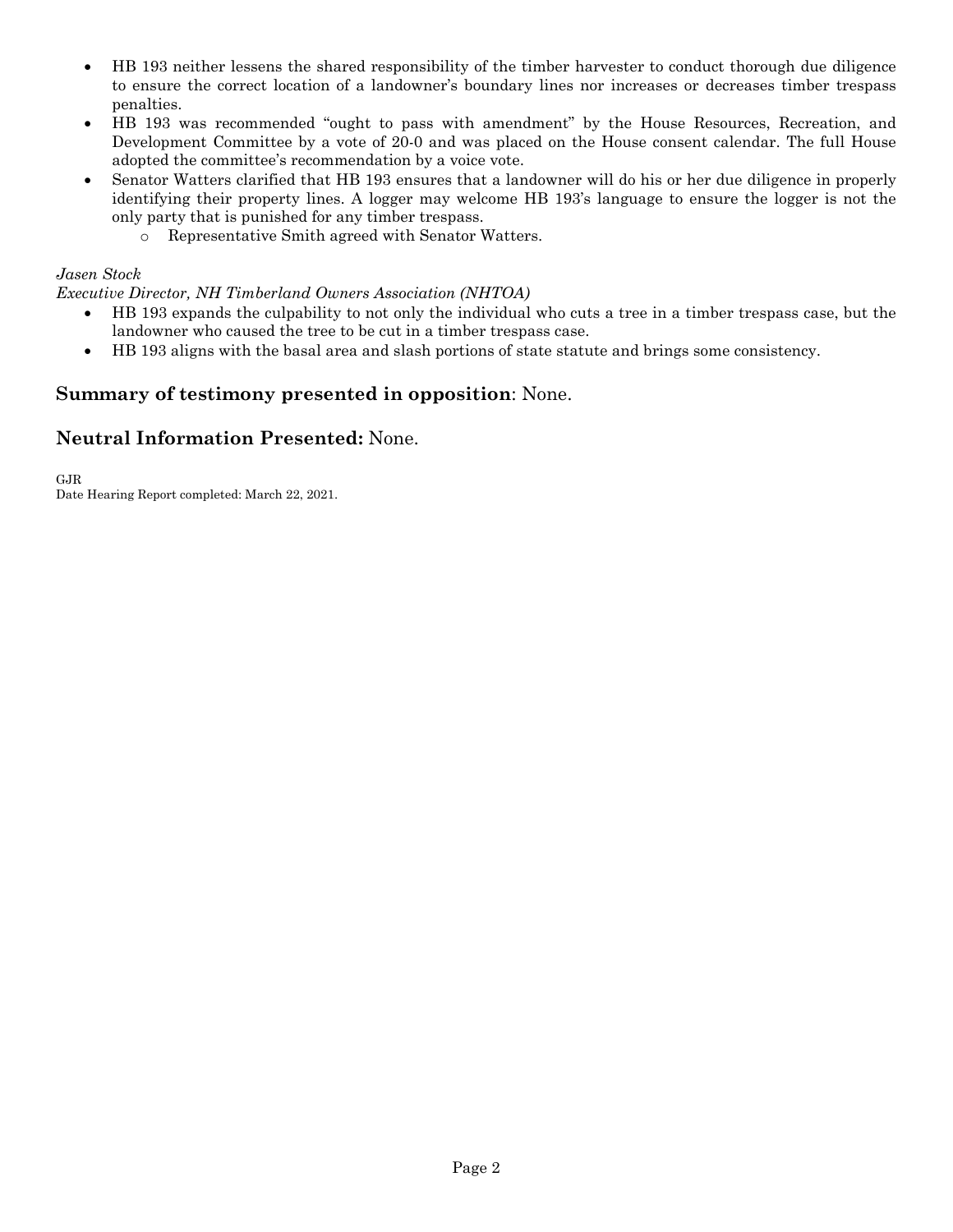- HB 193 neither lessens the shared responsibility of the timber harvester to conduct thorough due diligence to ensure the correct location of a landowner's boundary lines nor increases or decreases timber trespass penalties.
- HB 193 was recommended "ought to pass with amendment" by the House Resources, Recreation, and Development Committee by a vote of 20-0 and was placed on the House consent calendar. The full House adopted the committee's recommendation by a voice vote.
- Senator Watters clarified that HB 193 ensures that a landowner will do his or her due diligence in properly identifying their property lines. A logger may welcome HB 193's language to ensure the logger is not the only party that is punished for any timber trespass.
  - Representative Smith agreed with Senator Watters.

*Jasen Stock*
*Executive Director, NH Timberland Owners Association (NHTOA)*

- HB 193 expands the culpability to not only the individual who cuts a tree in a timber trespass case, but the landowner who caused the tree to be cut in a timber trespass case.
- HB 193 aligns with the basal area and slash portions of state statute and brings some consistency.

## **Summary of testimony presented in opposition**: None.

## **Neutral Information Presented:** None.

GJR
Date Hearing Report completed: March 22, 2021.